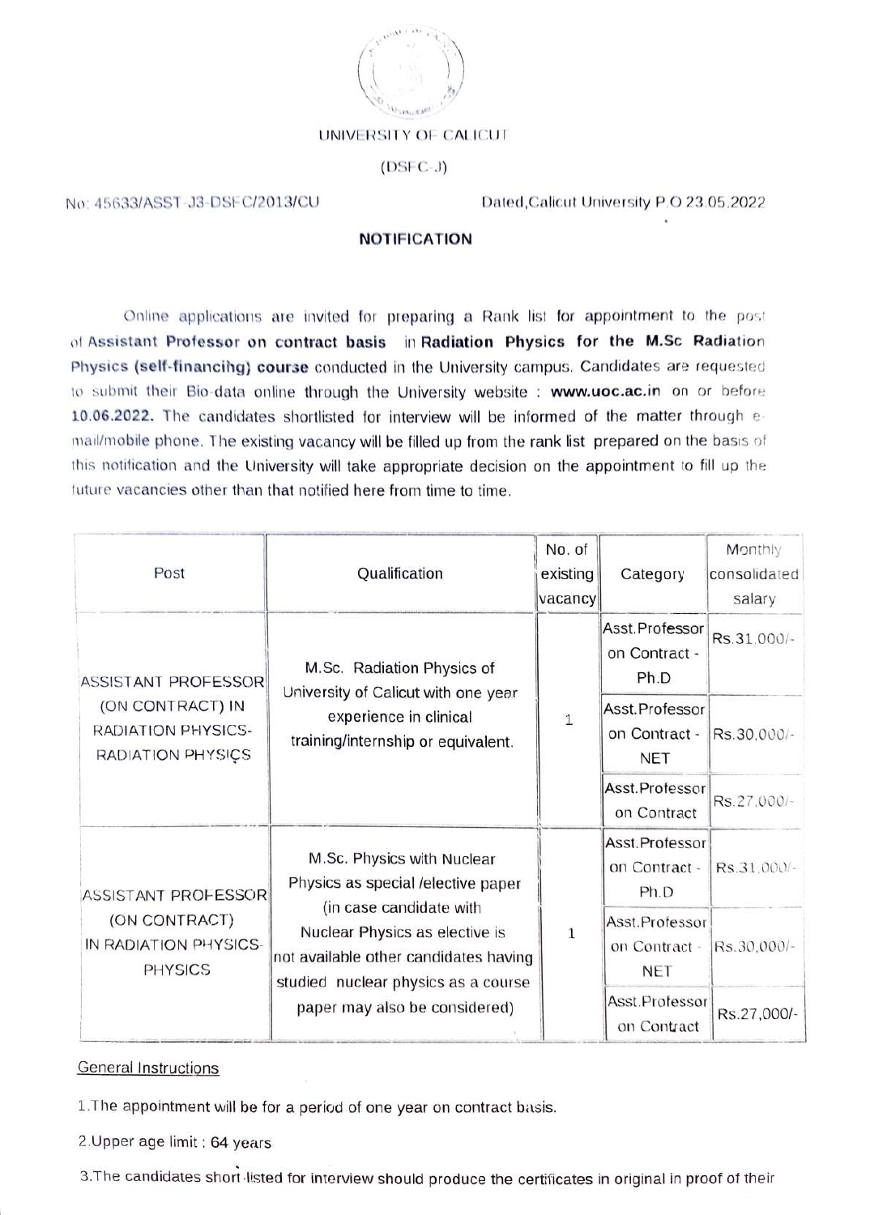UNIVERSITY OF CALICUT

(DSFC-J)

No: 45633/ASST-J3-DSFC/2013/CU

Dated,Calicut University P.O 23.05.2022

## NOTIFICATION

Online applications are invited for preparing a Rank list for appointment to the post of **Assistant Professor on contract basis** in **Radiation Physics for the M.Sc Radiation Physics (self-financing) course** conducted in the University campus. Candidates are requested to submit their Bio-data online through the University website : **www.uoc.ac.in** on or before **10.06.2022.** The candidates shortlisted for interview will be informed of the matter through e-mail/mobile phone. The existing vacancy will be filled up from the rank list prepared on the basis of this notification and the University will take appropriate decision on the appointment to fill up the future vacancies other than that notified here from time to time.

| Post | Qualification | No. of existing vacancy | Category | Monthly consolidated salary |
|---|---|---|---|---|
| ASSISTANT PROFESSOR (ON CONTRACT) IN RADIATION PHYSICS-RADIATION PHYSICS | M.Sc. Radiation Physics of University of Calicut with one year experience in clinical training/internship or equivalent. | 1 | Asst.Professor on Contract - Ph.D | Rs.31,000/- |
| | | | Asst.Professor on Contract - NET | Rs.30,000/- |
| | | | Asst.Professor on Contract | Rs.27,000/- |
| ASSISTANT PROFESSOR (ON CONTRACT) IN RADIATION PHYSICS-PHYSICS | M.Sc. Physics with Nuclear Physics as special /elective paper (in case candidate with Nuclear Physics as elective is not available other candidates having studied nuclear physics as a course paper may also be considered) | 1 | Asst.Professor on Contract - Ph.D | Rs.31,000/- |
| | | | Asst.Professor on Contract - NET | Rs.30,000/- |
| | | | Asst.Professor on Contract | Rs.27,000/- |

<u>General Instructions</u>

1. The appointment will be for a period of one year on contract basis.
2. Upper age limit : 64 years
3. The candidates short-listed for interview should produce the certificates in original in proof of their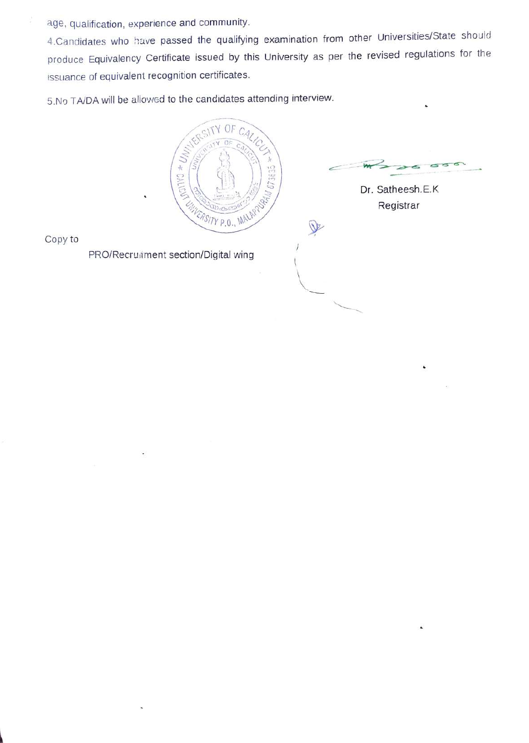age, qualification, experience and community.

4.Candidates who have passed the qualifying examination from other Universities/State should produce Equivalency Certificate issued by this University as per the revised regulations for the issuance of equivalent recognition certificates.

5.No TA/DA will be allowed to the candidates attending interview.

Dr. Satheesh.E.K

Registrar

Copy to

PRO/Recruitment section/Digital wing